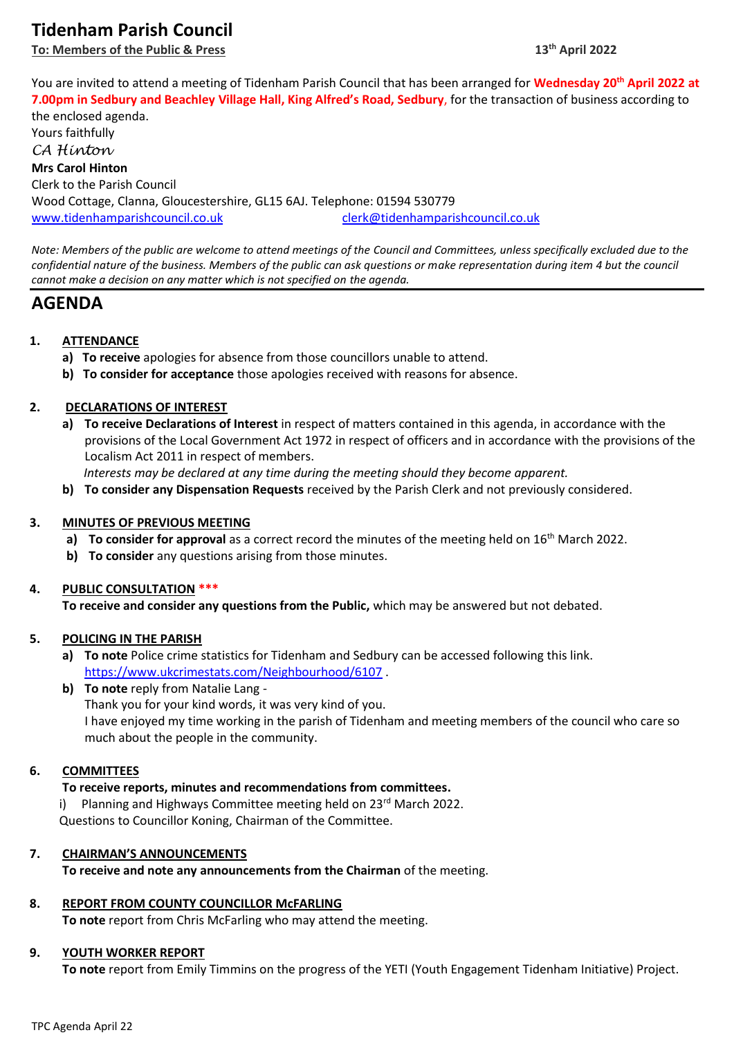# Tidenham Parish Council

**To: Members of the Public & Press** **13th April 2022**

You are invited to attend a meeting of Tidenham Parish Council that has been arranged for **Wednesday 20th April 2022 at 7.00pm in Sedbury and Beachley Village Hall, King Alfred's Road, Sedbury**, for the transaction of business according to the enclosed agenda.

Yours faithfully

*CA Hinton*

**Mrs Carol Hinton**

Clerk to the Parish Council

Wood Cottage, Clanna, Gloucestershire, GL15 6AJ. Telephone: 01594 530779

www.tidenhamparishcouncil.co.uk clerk@tidenhamparishcouncil.co.uk

*Note: Members of the public are welcome to attend meetings of the Council and Committees, unless specifically excluded due to the confidential nature of the business. Members of the public can ask questions or make representation during item 4 but the council cannot make a decision on any matter which is not specified on the agenda.*

## AGENDA

**1. ATTENDANCE**

a) **To receive** apologies for absence from those councillors unable to attend.

b) **To consider for acceptance** those apologies received with reasons for absence.

**2. DECLARATIONS OF INTEREST**

a) **To receive Declarations of Interest** in respect of matters contained in this agenda, in accordance with the provisions of the Local Government Act 1972 in respect of officers and in accordance with the provisions of the Localism Act 2011 in respect of members.
*Interests may be declared at any time during the meeting should they become apparent.*

b) **To consider any Dispensation Requests** received by the Parish Clerk and not previously considered.

**3. MINUTES OF PREVIOUS MEETING**

a) **To consider for approval** as a correct record the minutes of the meeting held on 16th March 2022.

b) **To consider** any questions arising from those minutes.

**4. PUBLIC CONSULTATION \*\*\***

**To receive and consider any questions from the Public,** which may be answered but not debated.

**5. POLICING IN THE PARISH**

a) **To note** Police crime statistics for Tidenham and Sedbury can be accessed following this link. https://www.ukcrimestats.com/Neighbourhood/6107 .

b) **To note** reply from Natalie Lang -
Thank you for your kind words, it was very kind of you.
I have enjoyed my time working in the parish of Tidenham and meeting members of the council who care so much about the people in the community.

**6. COMMITTEES**

**To receive reports, minutes and recommendations from committees.**

i) Planning and Highways Committee meeting held on 23rd March 2022.

Questions to Councillor Koning, Chairman of the Committee.

**7. CHAIRMAN'S ANNOUNCEMENTS**

**To receive and note any announcements from the Chairman** of the meeting.

**8. REPORT FROM COUNTY COUNCILLOR McFARLING**

**To note** report from Chris McFarling who may attend the meeting.

**9. YOUTH WORKER REPORT**

**To note** report from Emily Timmins on the progress of the YETI (Youth Engagement Tidenham Initiative) Project.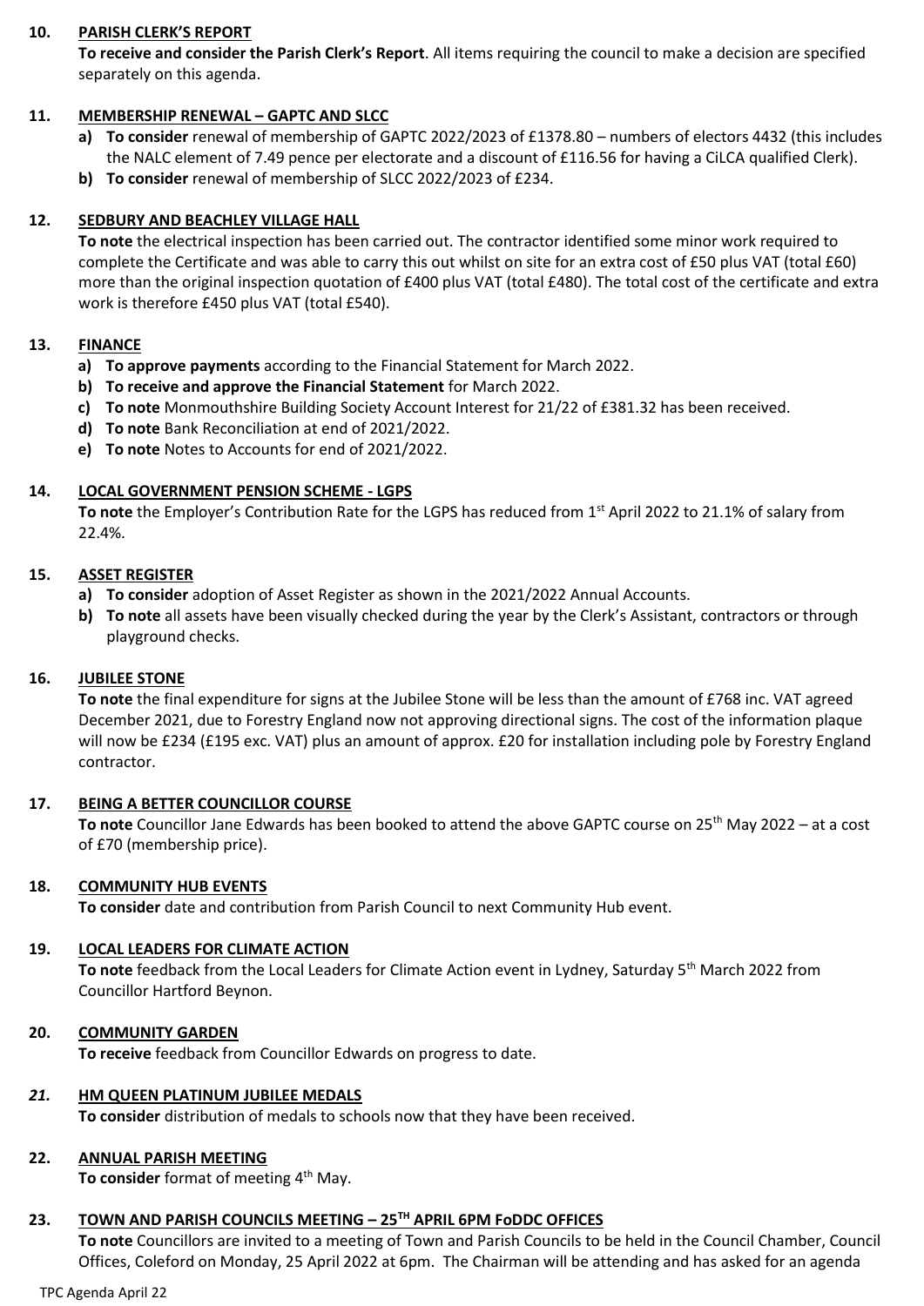**10. PARISH CLERK'S REPORT**

**To receive and consider the Parish Clerk's Report**. All items requiring the council to make a decision are specified separately on this agenda.

**11. MEMBERSHIP RENEWAL – GAPTC AND SLCC**

**a) To consider** renewal of membership of GAPTC 2022/2023 of £1378.80 – numbers of electors 4432 (this includes the NALC element of 7.49 pence per electorate and a discount of £116.56 for having a CiLCA qualified Clerk).

**b) To consider** renewal of membership of SLCC 2022/2023 of £234.

**12. SEDBURY AND BEACHLEY VILLAGE HALL**

**To note** the electrical inspection has been carried out. The contractor identified some minor work required to complete the Certificate and was able to carry this out whilst on site for an extra cost of £50 plus VAT (total £60) more than the original inspection quotation of £400 plus VAT (total £480). The total cost of the certificate and extra work is therefore £450 plus VAT (total £540).

**13. FINANCE**

**a) To approve payments** according to the Financial Statement for March 2022.

**b) To receive and approve the Financial Statement** for March 2022.

**c) To note** Monmouthshire Building Society Account Interest for 21/22 of £381.32 has been received.

**d) To note** Bank Reconciliation at end of 2021/2022.

**e) To note** Notes to Accounts for end of 2021/2022.

**14. LOCAL GOVERNMENT PENSION SCHEME - LGPS**

**To note** the Employer's Contribution Rate for the LGPS has reduced from 1st April 2022 to 21.1% of salary from 22.4%.

**15. ASSET REGISTER**

**a) To consider** adoption of Asset Register as shown in the 2021/2022 Annual Accounts.

**b) To note** all assets have been visually checked during the year by the Clerk's Assistant, contractors or through playground checks.

**16. JUBILEE STONE**

**To note** the final expenditure for signs at the Jubilee Stone will be less than the amount of £768 inc. VAT agreed December 2021, due to Forestry England now not approving directional signs. The cost of the information plaque will now be £234 (£195 exc. VAT) plus an amount of approx. £20 for installation including pole by Forestry England contractor.

**17. BEING A BETTER COUNCILLOR COURSE**

**To note** Councillor Jane Edwards has been booked to attend the above GAPTC course on 25th May 2022 – at a cost of £70 (membership price).

**18. COMMUNITY HUB EVENTS**

**To consider** date and contribution from Parish Council to next Community Hub event.

**19. LOCAL LEADERS FOR CLIMATE ACTION**

**To note** feedback from the Local Leaders for Climate Action event in Lydney, Saturday 5th March 2022 from Councillor Hartford Beynon.

**20. COMMUNITY GARDEN**

**To receive** feedback from Councillor Edwards on progress to date.

***21.* HM QUEEN PLATINUM JUBILEE MEDALS**

**To consider** distribution of medals to schools now that they have been received.

**22. ANNUAL PARISH MEETING**

**To consider** format of meeting 4th May.

**23. TOWN AND PARISH COUNCILS MEETING – 25TH APRIL 6PM FoDDC OFFICES**

**To note** Councillors are invited to a meeting of Town and Parish Councils to be held in the Council Chamber, Council Offices, Coleford on Monday, 25 April 2022 at 6pm. The Chairman will be attending and has asked for an agenda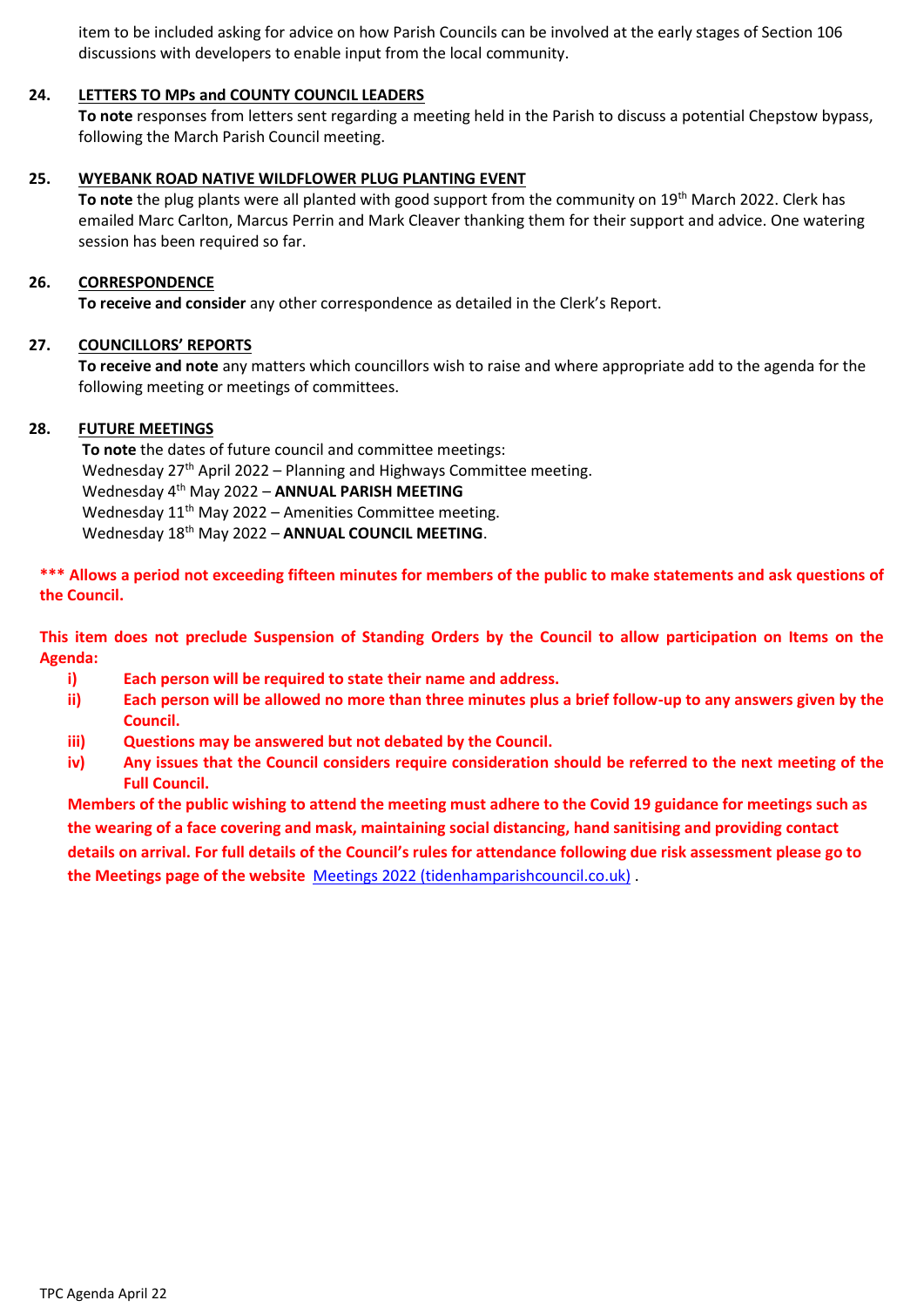item to be included asking for advice on how Parish Councils can be involved at the early stages of Section 106 discussions with developers to enable input from the local community.

**24. LETTERS TO MPs and COUNTY COUNCIL LEADERS**

**To note** responses from letters sent regarding a meeting held in the Parish to discuss a potential Chepstow bypass, following the March Parish Council meeting.

**25. WYEBANK ROAD NATIVE WILDFLOWER PLUG PLANTING EVENT**

**To note** the plug plants were all planted with good support from the community on 19th March 2022. Clerk has emailed Marc Carlton, Marcus Perrin and Mark Cleaver thanking them for their support and advice. One watering session has been required so far.

**26. CORRESPONDENCE**

**To receive and consider** any other correspondence as detailed in the Clerk's Report.

**27. COUNCILLORS' REPORTS**

**To receive and note** any matters which councillors wish to raise and where appropriate add to the agenda for the following meeting or meetings of committees.

**28. FUTURE MEETINGS**

**To note** the dates of future council and committee meetings:
Wednesday 27th April 2022 – Planning and Highways Committee meeting.
Wednesday 4th May 2022 – **ANNUAL PARISH MEETING**
Wednesday 11th May 2022 – Amenities Committee meeting.
Wednesday 18th May 2022 – **ANNUAL COUNCIL MEETING**.

**\*\*\* Allows a period not exceeding fifteen minutes for members of the public to make statements and ask questions of the Council.**

**This item does not preclude Suspension of Standing Orders by the Council to allow participation on Items on the Agenda:**

- **i) Each person will be required to state their name and address.**
- **ii) Each person will be allowed no more than three minutes plus a brief follow-up to any answers given by the Council.**
- **iii) Questions may be answered but not debated by the Council.**
- **iv) Any issues that the Council considers require consideration should be referred to the next meeting of the Full Council.**

**Members of the public wishing to attend the meeting must adhere to the Covid 19 guidance for meetings such as the wearing of a face covering and mask, maintaining social distancing, hand sanitising and providing contact details on arrival. For full details of the Council's rules for attendance following due risk assessment please go to the Meetings page of the website** [Meetings 2022 (tidenhamparishcouncil.co.uk)](tidenhamparishcouncil.co.uk) .